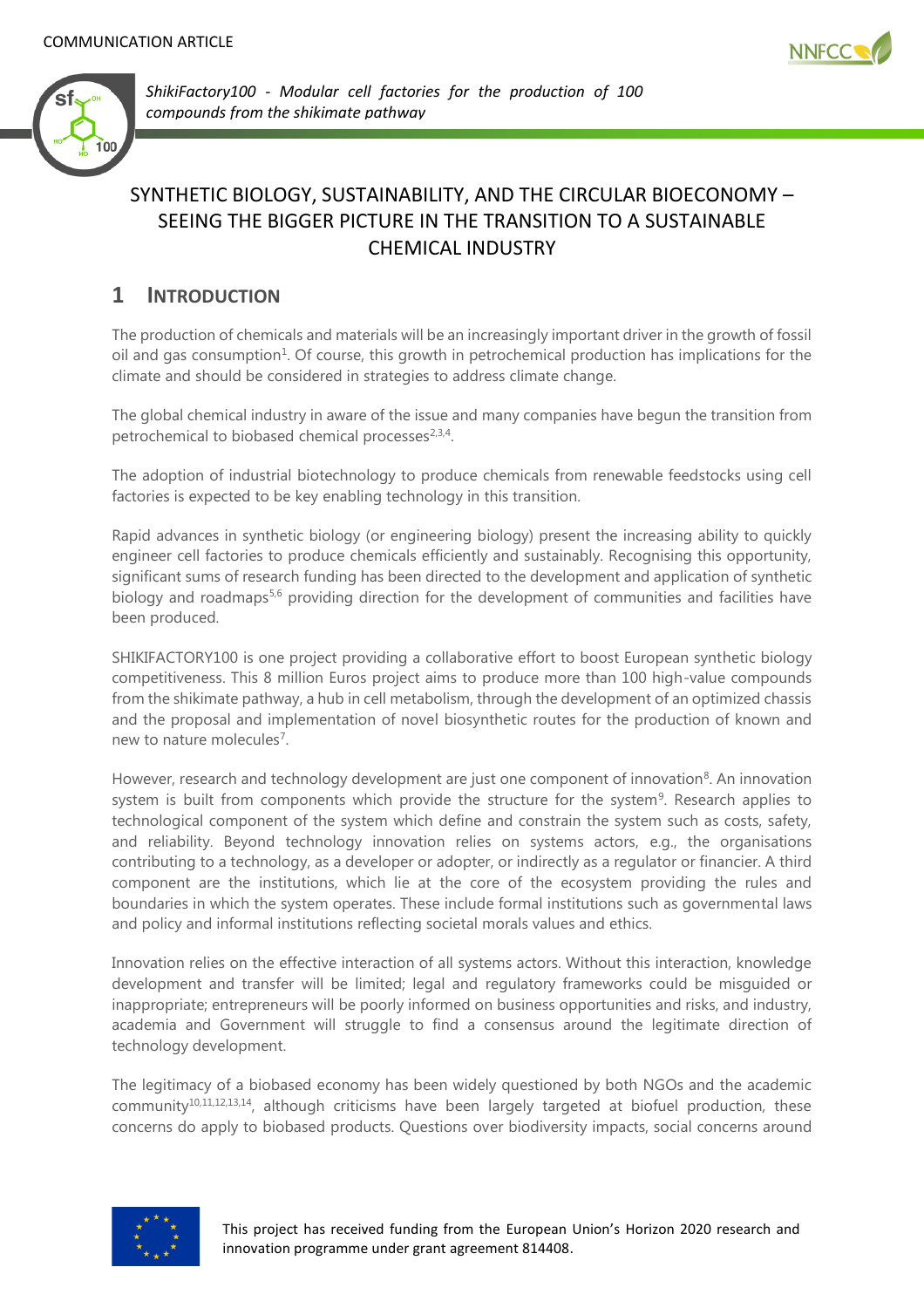COMMUNICATION ARTICLE

*ShikiFactory100 - Modular cell factories for the production of 100 compounds from the shikimate pathway*

# SYNTHETIC BIOLOGY, SUSTAINABILITY, AND THE CIRCULAR BIOECONOMY – SEEING THE BIGGER PICTURE IN THE TRANSITION TO A SUSTAINABLE CHEMICAL INDUSTRY

## 1 INTRODUCTION

The production of chemicals and materials will be an increasingly important driver in the growth of fossil oil and gas consumption[1]. Of course, this growth in petrochemical production has implications for the climate and should be considered in strategies to address climate change.

The global chemical industry in aware of the issue and many companies have begun the transition from petrochemical to biobased chemical processes[2,3,4].

The adoption of industrial biotechnology to produce chemicals from renewable feedstocks using cell factories is expected to be key enabling technology in this transition.

Rapid advances in synthetic biology (or engineering biology) present the increasing ability to quickly engineer cell factories to produce chemicals efficiently and sustainably. Recognising this opportunity, significant sums of research funding has been directed to the development and application of synthetic biology and roadmaps[5,6] providing direction for the development of communities and facilities have been produced.

SHIKIFACTORY100 is one project providing a collaborative effort to boost European synthetic biology competitiveness. This 8 million Euros project aims to produce more than 100 high-value compounds from the shikimate pathway, a hub in cell metabolism, through the development of an optimized chassis and the proposal and implementation of novel biosynthetic routes for the production of known and new to nature molecules[7].

However, research and technology development are just one component of innovation[8]. An innovation system is built from components which provide the structure for the system[9]. Research applies to technological component of the system which define and constrain the system such as costs, safety, and reliability. Beyond technology innovation relies on systems actors, e.g., the organisations contributing to a technology, as a developer or adopter, or indirectly as a regulator or financier. A third component are the institutions, which lie at the core of the ecosystem providing the rules and boundaries in which the system operates. These include formal institutions such as governmental laws and policy and informal institutions reflecting societal morals values and ethics.

Innovation relies on the effective interaction of all systems actors. Without this interaction, knowledge development and transfer will be limited; legal and regulatory frameworks could be misguided or inappropriate; entrepreneurs will be poorly informed on business opportunities and risks, and industry, academia and Government will struggle to find a consensus around the legitimate direction of technology development.

The legitimacy of a biobased economy has been widely questioned by both NGOs and the academic community[10,11,12,13,14], although criticisms have been largely targeted at biofuel production, these concerns do apply to biobased products. Questions over biodiversity impacts, social concerns around

This project has received funding from the European Union's Horizon 2020 research and innovation programme under grant agreement 814408.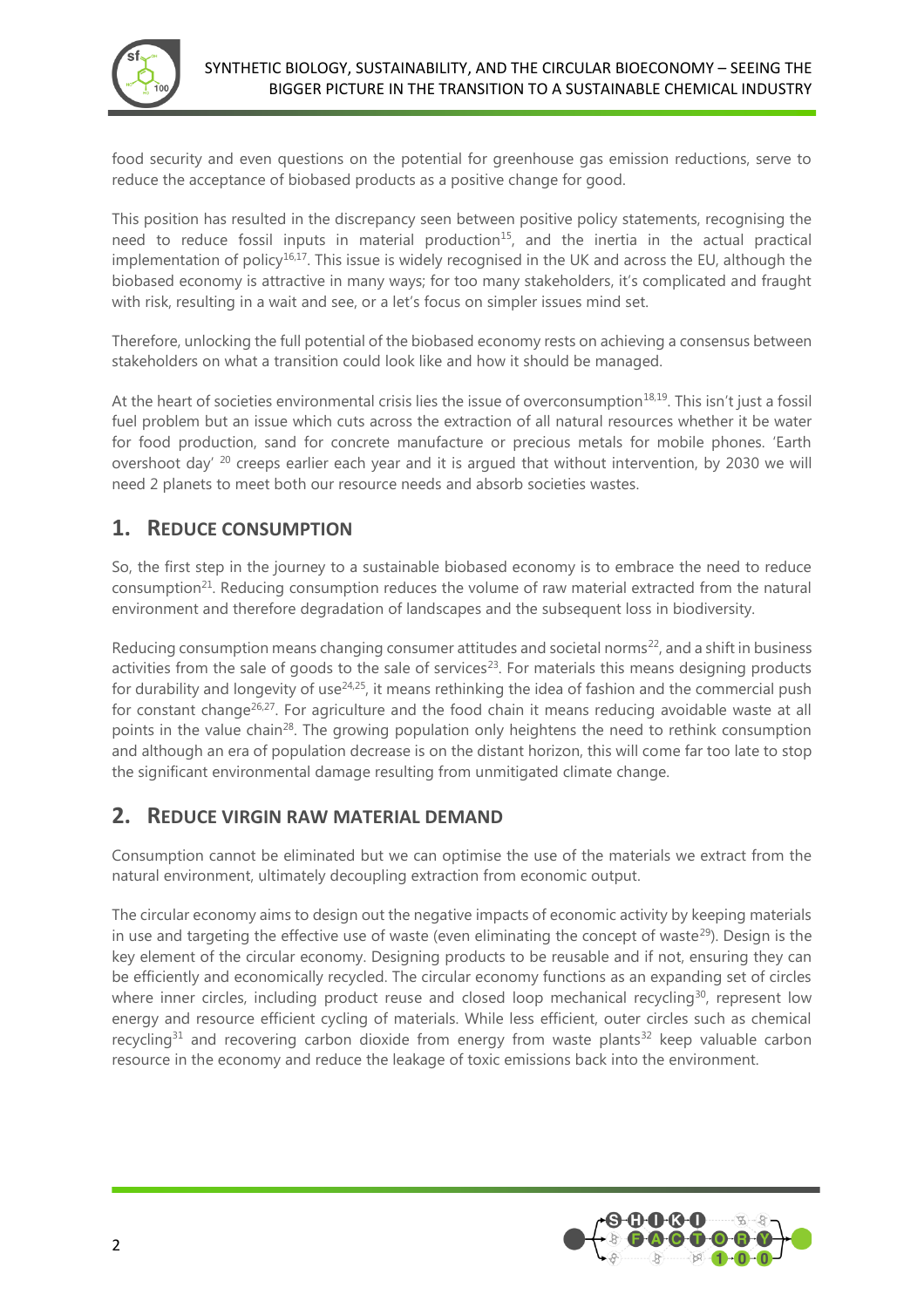food security and even questions on the potential for greenhouse gas emission reductions, serve to reduce the acceptance of biobased products as a positive change for good.

This position has resulted in the discrepancy seen between positive policy statements, recognising the need to reduce fossil inputs in material production[15], and the inertia in the actual practical implementation of policy[16,17]. This issue is widely recognised in the UK and across the EU, although the biobased economy is attractive in many ways; for too many stakeholders, it's complicated and fraught with risk, resulting in a wait and see, or a let's focus on simpler issues mind set.

Therefore, unlocking the full potential of the biobased economy rests on achieving a consensus between stakeholders on what a transition could look like and how it should be managed.

At the heart of societies environmental crisis lies the issue of overconsumption[18,19]. This isn't just a fossil fuel problem but an issue which cuts across the extraction of all natural resources whether it be water for food production, sand for concrete manufacture or precious metals for mobile phones. 'Earth overshoot day' [20] creeps earlier each year and it is argued that without intervention, by 2030 we will need 2 planets to meet both our resource needs and absorb societies wastes.

## 1. Reduce Consumption

So, the first step in the journey to a sustainable biobased economy is to embrace the need to reduce consumption[21]. Reducing consumption reduces the volume of raw material extracted from the natural environment and therefore degradation of landscapes and the subsequent loss in biodiversity.

Reducing consumption means changing consumer attitudes and societal norms[22], and a shift in business activities from the sale of goods to the sale of services[23]. For materials this means designing products for durability and longevity of use[24,25], it means rethinking the idea of fashion and the commercial push for constant change[26,27]. For agriculture and the food chain it means reducing avoidable waste at all points in the value chain[28]. The growing population only heightens the need to rethink consumption and although an era of population decrease is on the distant horizon, this will come far too late to stop the significant environmental damage resulting from unmitigated climate change.

## 2. Reduce Virgin Raw Material Demand

Consumption cannot be eliminated but we can optimise the use of the materials we extract from the natural environment, ultimately decoupling extraction from economic output.

The circular economy aims to design out the negative impacts of economic activity by keeping materials in use and targeting the effective use of waste (even eliminating the concept of waste[29]). Design is the key element of the circular economy. Designing products to be reusable and if not, ensuring they can be efficiently and economically recycled. The circular economy functions as an expanding set of circles where inner circles, including product reuse and closed loop mechanical recycling[30], represent low energy and resource efficient cycling of materials. While less efficient, outer circles such as chemical recycling[31] and recovering carbon dioxide from energy from waste plants[32] keep valuable carbon resource in the economy and reduce the leakage of toxic emissions back into the environment.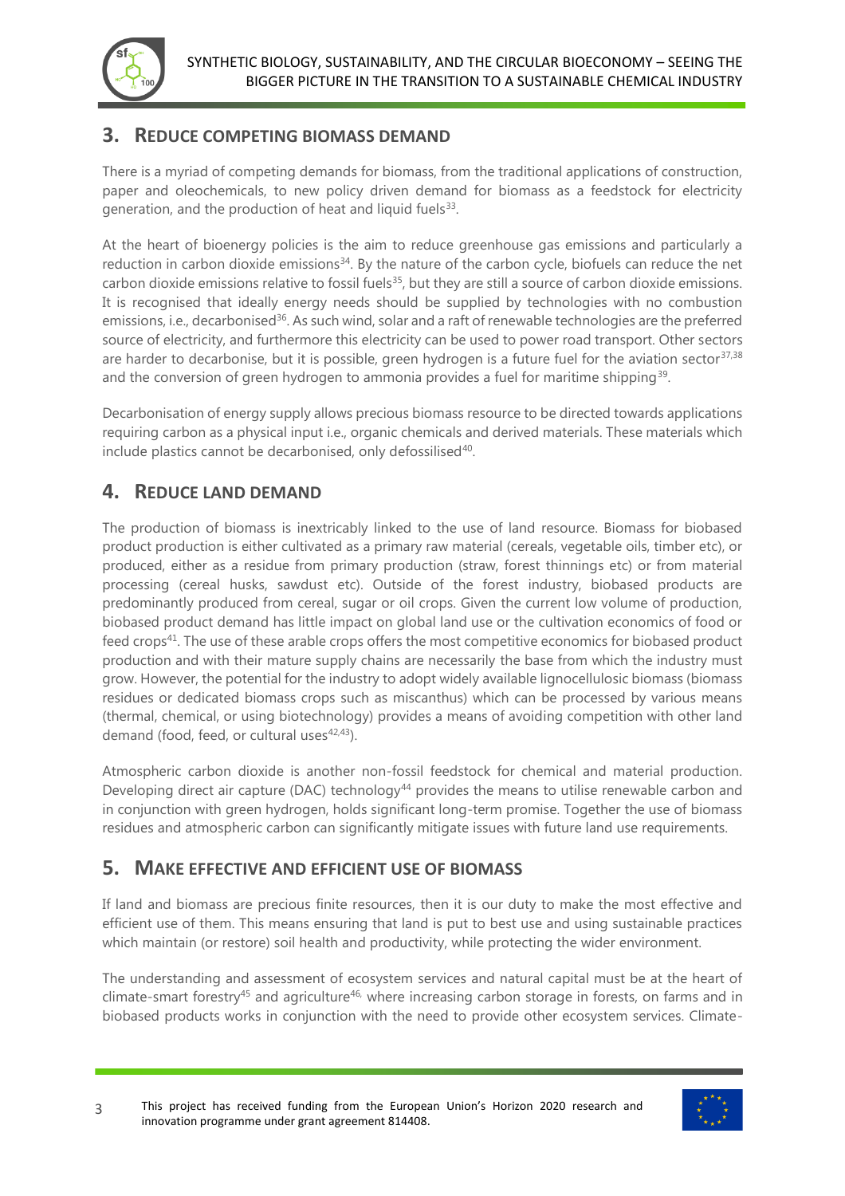## 3. Reduce competing biomass demand

There is a myriad of competing demands for biomass, from the traditional applications of construction, paper and oleochemicals, to new policy driven demand for biomass as a feedstock for electricity generation, and the production of heat and liquid fuels[33].

At the heart of bioenergy policies is the aim to reduce greenhouse gas emissions and particularly a reduction in carbon dioxide emissions[34]. By the nature of the carbon cycle, biofuels can reduce the net carbon dioxide emissions relative to fossil fuels[35], but they are still a source of carbon dioxide emissions. It is recognised that ideally energy needs should be supplied by technologies with no combustion emissions, i.e., decarbonised[36]. As such wind, solar and a raft of renewable technologies are the preferred source of electricity, and furthermore this electricity can be used to power road transport. Other sectors are harder to decarbonise, but it is possible, green hydrogen is a future fuel for the aviation sector[37,38] and the conversion of green hydrogen to ammonia provides a fuel for maritime shipping[39].

Decarbonisation of energy supply allows precious biomass resource to be directed towards applications requiring carbon as a physical input i.e., organic chemicals and derived materials. These materials which include plastics cannot be decarbonised, only defossilised[40].

## 4. Reduce land demand

The production of biomass is inextricably linked to the use of land resource. Biomass for biobased product production is either cultivated as a primary raw material (cereals, vegetable oils, timber etc), or produced, either as a residue from primary production (straw, forest thinnings etc) or from material processing (cereal husks, sawdust etc). Outside of the forest industry, biobased products are predominantly produced from cereal, sugar or oil crops. Given the current low volume of production, biobased product demand has little impact on global land use or the cultivation economics of food or feed crops[41]. The use of these arable crops offers the most competitive economics for biobased product production and with their mature supply chains are necessarily the base from which the industry must grow. However, the potential for the industry to adopt widely available lignocellulosic biomass (biomass residues or dedicated biomass crops such as miscanthus) which can be processed by various means (thermal, chemical, or using biotechnology) provides a means of avoiding competition with other land demand (food, feed, or cultural uses[42,43]).

Atmospheric carbon dioxide is another non-fossil feedstock for chemical and material production. Developing direct air capture (DAC) technology[44] provides the means to utilise renewable carbon and in conjunction with green hydrogen, holds significant long-term promise. Together the use of biomass residues and atmospheric carbon can significantly mitigate issues with future land use requirements.

## 5. Make effective and efficient use of biomass

If land and biomass are precious finite resources, then it is our duty to make the most effective and efficient use of them. This means ensuring that land is put to best use and using sustainable practices which maintain (or restore) soil health and productivity, while protecting the wider environment.

The understanding and assessment of ecosystem services and natural capital must be at the heart of climate-smart forestry[45] and agriculture[46], where increasing carbon storage in forests, on farms and in biobased products works in conjunction with the need to provide other ecosystem services. Climate-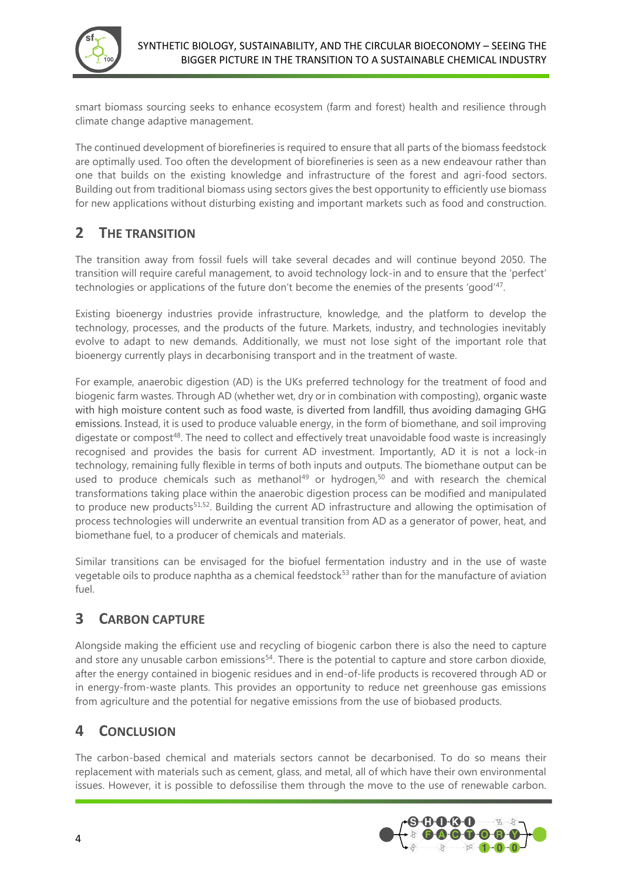smart biomass sourcing seeks to enhance ecosystem (farm and forest) health and resilience through climate change adaptive management.

The continued development of biorefineries is required to ensure that all parts of the biomass feedstock are optimally used. Too often the development of biorefineries is seen as a new endeavour rather than one that builds on the existing knowledge and infrastructure of the forest and agri-food sectors. Building out from traditional biomass using sectors gives the best opportunity to efficiently use biomass for new applications without disturbing existing and important markets such as food and construction.

## 2 THE TRANSITION

The transition away from fossil fuels will take several decades and will continue beyond 2050. The transition will require careful management, to avoid technology lock-in and to ensure that the 'perfect' technologies or applications of the future don't become the enemies of the presents 'good'[47].

Existing bioenergy industries provide infrastructure, knowledge, and the platform to develop the technology, processes, and the products of the future. Markets, industry, and technologies inevitably evolve to adapt to new demands. Additionally, we must not lose sight of the important role that bioenergy currently plays in decarbonising transport and in the treatment of waste.

For example, anaerobic digestion (AD) is the UKs preferred technology for the treatment of food and biogenic farm wastes. Through AD (whether wet, dry or in combination with composting), organic waste with high moisture content such as food waste, is diverted from landfill, thus avoiding damaging GHG emissions. Instead, it is used to produce valuable energy, in the form of biomethane, and soil improving digestate or compost[48]. The need to collect and effectively treat unavoidable food waste is increasingly recognised and provides the basis for current AD investment. Importantly, AD it is not a lock-in technology, remaining fully flexible in terms of both inputs and outputs. The biomethane output can be used to produce chemicals such as methanol[49] or hydrogen,[50] and with research the chemical transformations taking place within the anaerobic digestion process can be modified and manipulated to produce new products[51,52]. Building the current AD infrastructure and allowing the optimisation of process technologies will underwrite an eventual transition from AD as a generator of power, heat, and biomethane fuel, to a producer of chemicals and materials.

Similar transitions can be envisaged for the biofuel fermentation industry and in the use of waste vegetable oils to produce naphtha as a chemical feedstock[53] rather than for the manufacture of aviation fuel.

## 3 CARBON CAPTURE

Alongside making the efficient use and recycling of biogenic carbon there is also the need to capture and store any unusable carbon emissions[54]. There is the potential to capture and store carbon dioxide, after the energy contained in biogenic residues and in end-of-life products is recovered through AD or in energy-from-waste plants. This provides an opportunity to reduce net greenhouse gas emissions from agriculture and the potential for negative emissions from the use of biobased products.

## 4 CONCLUSION

The carbon-based chemical and materials sectors cannot be decarbonised. To do so means their replacement with materials such as cement, glass, and metal, all of which have their own environmental issues. However, it is possible to defossilise them through the move to the use of renewable carbon.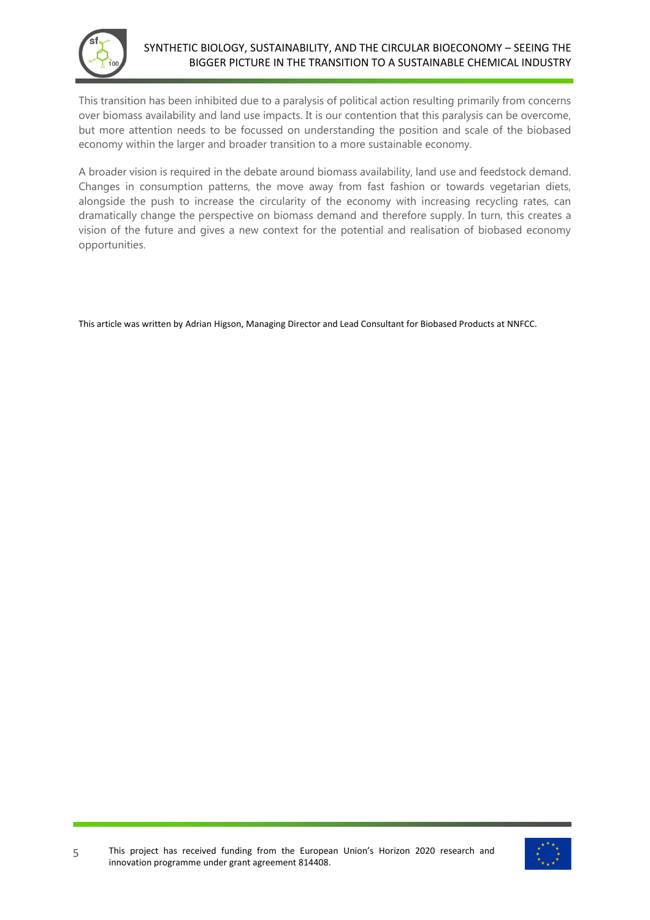This transition has been inhibited due to a paralysis of political action resulting primarily from concerns over biomass availability and land use impacts. It is our contention that this paralysis can be overcome, but more attention needs to be focussed on understanding the position and scale of the biobased economy within the larger and broader transition to a more sustainable economy.

A broader vision is required in the debate around biomass availability, land use and feedstock demand. Changes in consumption patterns, the move away from fast fashion or towards vegetarian diets, alongside the push to increase the circularity of the economy with increasing recycling rates, can dramatically change the perspective on biomass demand and therefore supply. In turn, this creates a vision of the future and gives a new context for the potential and realisation of biobased economy opportunities.

This article was written by Adrian Higson, Managing Director and Lead Consultant for Biobased Products at NNFCC.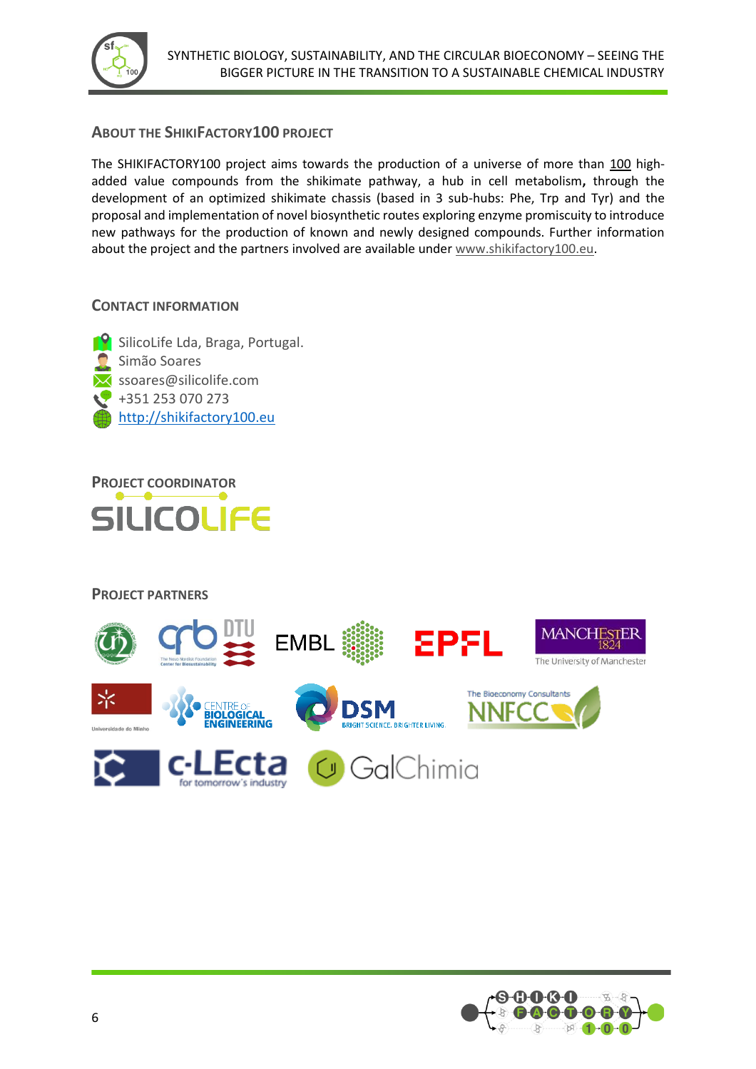## About the ShikiFactory100 Project

The SHIKIFACTORY100 project aims towards the production of a universe of more than 100 high-added value compounds from the shikimate pathway, a hub in cell metabolism, through the development of an optimized shikimate chassis (based in 3 sub-hubs: Phe, Trp and Tyr) and the proposal and implementation of novel biosynthetic routes exploring enzyme promiscuity to introduce new pathways for the production of known and newly designed compounds. Further information about the project and the partners involved are available under www.shikifactory100.eu.

## Contact Information

SilicoLife Lda, Braga, Portugal.
Simão Soares
ssoares@silicolife.com
+351 253 070 273
http://shikifactory100.eu

## Project Coordinator

SILICOLIFE

## Project Partners

The Novo Nordisk Foundation Center for Biosustainability
DTU
EMBL
EPFL
MANCHESTER 1824 The University of Manchester
Universidade do Minho
Centre of Biological Engineering
DSM Bright Science. Brighter Living.
The Bioeconomy Consultants NNFCC
c-LEcta for tomorrow's industry
GalChimia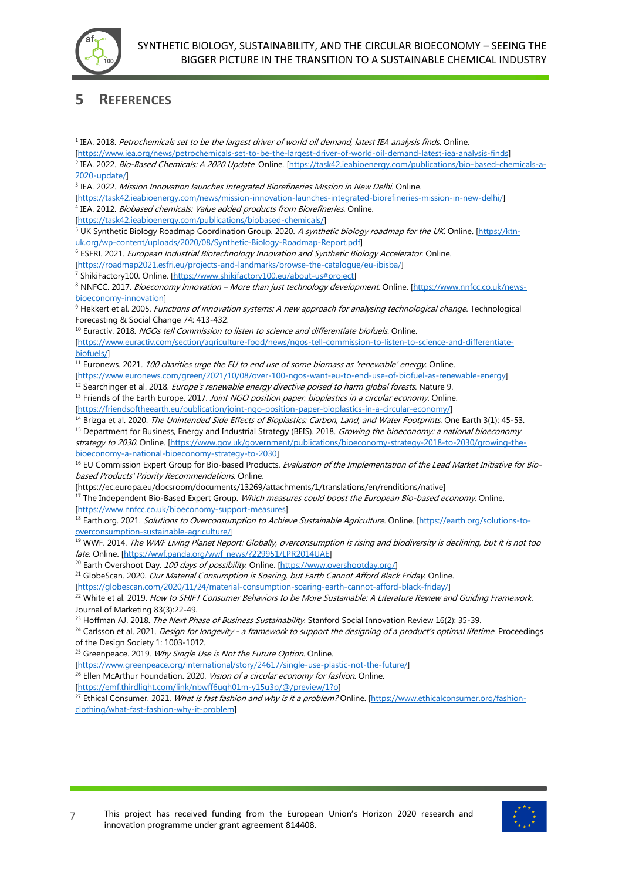# 5 REFERENCES

[1] IEA. 2018. *Petrochemicals set to be the largest driver of world oil demand, latest IEA analysis finds*. Online. [https://www.iea.org/news/petrochemicals-set-to-be-the-largest-driver-of-world-oil-demand-latest-iea-analysis-finds]

[2] IEA. 2022. *Bio-Based Chemicals: A 2020 Update*. Online. [https://task42.ieabioenergy.com/publications/bio-based-chemicals-a-2020-update/]

[3] IEA. 2022. *Mission Innovation launches Integrated Biorefineries Mission in New Delhi*. Online. [https://task42.ieabioenergy.com/news/mission-innovation-launches-integrated-biorefineries-mission-in-new-delhi/]

[4] IEA. 2012. *Biobased chemicals: Value added products from Biorefineries*. Online. [https://task42.ieabioenergy.com/publications/biobased-chemicals/]

[5] UK Synthetic Biology Roadmap Coordination Group. 2020. *A synthetic biology roadmap for the UK*. Online. [https://ktn-uk.org/wp-content/uploads/2020/08/Synthetic-Biology-Roadmap-Report.pdf]

[6] ESFRI. 2021. *European Industrial Biotechnology Innovation and Synthetic Biology Accelerator*. Online. [https://roadmap2021.esfri.eu/projects-and-landmarks/browse-the-catalogue/eu-ibisba/]

[7] ShikiFactory100. Online. [https://www.shikifactory100.eu/about-us#project]

[8] NNFCC. 2017. *Bioeconomy innovation – More than just technology development*. Online. [https://www.nnfcc.co.uk/news-bioeconomy-innovation]

[9] Hekkert et al. 2005. *Functions of innovation systems: A new approach for analysing technological change*. Technological Forecasting & Social Change 74: 413-432.

[10] Euractiv. 2018. *NGOs tell Commission to listen to science and differentiate biofuels*. Online. [https://www.euractiv.com/section/agriculture-food/news/ngos-tell-commission-to-listen-to-science-and-differentiate-biofuels/]

[11] Euronews. 2021. *100 charities urge the EU to end use of some biomass as 'renewable' energy*. Online. [https://www.euronews.com/green/2021/10/08/over-100-ngos-want-eu-to-end-use-of-biofuel-as-renewable-energy]

[12] Searchinger et al. 2018. *Europe's renewable energy directive poised to harm global forests*. Nature 9.

[13] Friends of the Earth Europe. 2017. *Joint NGO position paper: bioplastics in a circular economy*. Online. [https://friendsoftheearth.eu/publication/joint-ngo-position-paper-bioplastics-in-a-circular-economy/]

[14] Brizga et al. 2020. *The Unintended Side Effects of Bioplastics: Carbon, Land, and Water Footprints*. One Earth 3(1): 45-53.

[15] Department for Business, Energy and Industrial Strategy (BEIS). 2018. *Growing the bioeconomy: a national bioeconomy strategy to 2030*. Online. [https://www.gov.uk/government/publications/bioeconomy-strategy-2018-to-2030/growing-the-bioeconomy-a-national-bioeconomy-strategy-to-2030]

[16] EU Commission Expert Group for Bio-based Products. *Evaluation of the Implementation of the Lead Market Initiative for Bio-based Products' Priority Recommendations*. Online. [https://ec.europa.eu/docsroom/documents/13269/attachments/1/translations/en/renditions/native]

[17] The Independent Bio-Based Expert Group. *Which measures could boost the European Bio-based economy*. Online. [https://www.nnfcc.co.uk/bioeconomy-support-measures]

[18] Earth.org. 2021. *Solutions to Overconsumption to Achieve Sustainable Agriculture*. Online. [https://earth.org/solutions-to-overconsumption-sustainable-agriculture/]

[19] WWF. 2014. *The WWF Living Planet Report: Globally, overconsumption is rising and biodiversity is declining, but it is not too late*. Online. [https://wwf.panda.org/wwf_news/?229951/LPR2014UAE]

[20] Earth Overshoot Day. *100 days of possibility*. Online. [https://www.overshootday.org/]

[21] GlobeScan. 2020. *Our Material Consumption is Soaring, but Earth Cannot Afford Black Friday*. Online. [https://globescan.com/2020/11/24/material-consumption-soaring-earth-cannot-afford-black-friday/]

[22] White et al. 2019. *How to SHIFT Consumer Behaviors to be More Sustainable: A Literature Review and Guiding Framework*. Journal of Marketing 83(3):22-49.

[23] Hoffman AJ. 2018. *The Next Phase of Business Sustainability*. Stanford Social Innovation Review 16(2): 35-39.

[24] Carlsson et al. 2021. *Design for longevity - a framework to support the designing of a product's optimal lifetime*. Proceedings of the Design Society 1: 1003-1012.

[25] Greenpeace. 2019. *Why Single Use is Not the Future Option*. Online. [https://www.greenpeace.org/international/story/24617/single-use-plastic-not-the-future/]

[26] Ellen McArthur Foundation. 2020. *Vision of a circular economy for fashion*. Online. [https://emf.thirdlight.com/link/nbwff6ugh01m-y15u3p/@/preview/1?o]

[27] Ethical Consumer. 2021. *What is fast fashion and why is it a problem?* Online. [https://www.ethicalconsumer.org/fashion-clothing/what-fast-fashion-why-it-problem]

This project has received funding from the European Union's Horizon 2020 research and innovation programme under grant agreement 814408.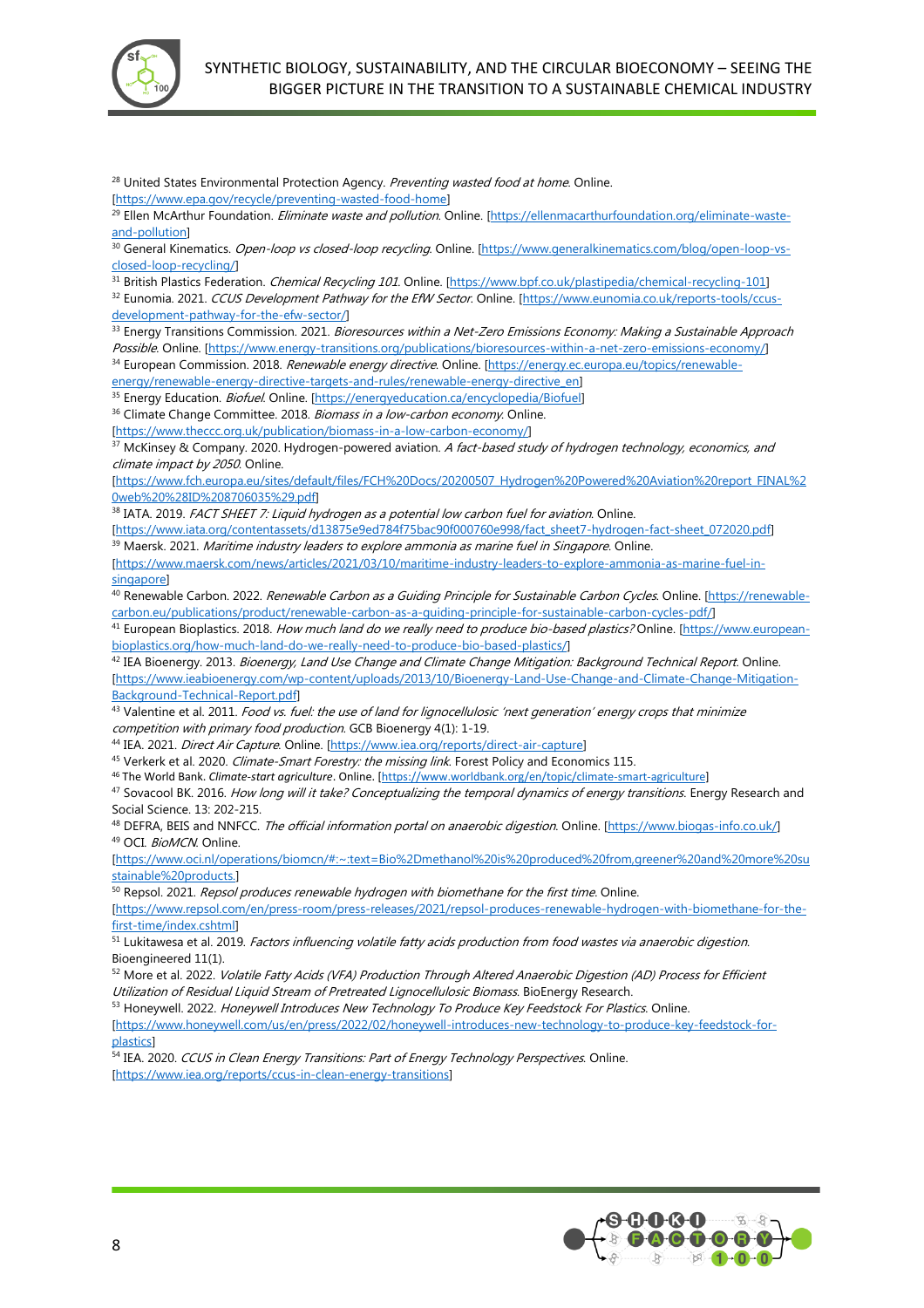[28] United States Environmental Protection Agency. *Preventing wasted food at home*. Online. [https://www.epa.gov/recycle/preventing-wasted-food-home]

[29] Ellen McArthur Foundation. *Eliminate waste and pollution*. Online. [https://ellenmacarthurfoundation.org/eliminate-waste-and-pollution]

[30] General Kinematics. *Open-loop vs closed-loop recycling*. Online. [https://www.generalkinematics.com/blog/open-loop-vs-closed-loop-recycling/]

[31] British Plastics Federation. *Chemical Recycling 101*. Online. [https://www.bpf.co.uk/plastipedia/chemical-recycling-101]

[32] Eunomia. 2021. *CCUS Development Pathway for the EfW Sector*. Online. [https://www.eunomia.co.uk/reports-tools/ccus-development-pathway-for-the-efw-sector/]

[33] Energy Transitions Commission. 2021. *Bioresources within a Net-Zero Emissions Economy: Making a Sustainable Approach Possible*. Online. [https://www.energy-transitions.org/publications/bioresources-within-a-net-zero-emissions-economy/]

[34] European Commission. 2018. *Renewable energy directive*. Online. [https://energy.ec.europa.eu/topics/renewable-energy/renewable-energy-directive-targets-and-rules/renewable-energy-directive_en]

[35] Energy Education. *Biofuel*. Online. [https://energyeducation.ca/encyclopedia/Biofuel]

[36] Climate Change Committee. 2018. *Biomass in a low-carbon economy*. Online. [https://www.theccc.org.uk/publication/biomass-in-a-low-carbon-economy/]

[37] McKinsey & Company. 2020. Hydrogen-powered aviation. *A fact-based study of hydrogen technology, economics, and climate impact by 2050*. Online. [https://www.fch.europa.eu/sites/default/files/FCH%20Docs/20200507_Hydrogen%20Powered%20Aviation%20report_FINAL%20web%20%28ID%208706035%29.pdf]

[38] IATA. 2019. *FACT SHEET 7: Liquid hydrogen as a potential low carbon fuel for aviation*. Online. [https://www.iata.org/contentassets/d13875e9ed784f75bac90f000760e998/fact_sheet7-hydrogen-fact-sheet_072020.pdf]

[39] Maersk. 2021. *Maritime industry leaders to explore ammonia as marine fuel in Singapore*. Online. [https://www.maersk.com/news/articles/2021/03/10/maritime-industry-leaders-to-explore-ammonia-as-marine-fuel-in-singapore]

[40] Renewable Carbon. 2022. *Renewable Carbon as a Guiding Principle for Sustainable Carbon Cycles*. Online. [https://renewable-carbon.eu/publications/product/renewable-carbon-as-a-guiding-principle-for-sustainable-carbon-cycles-pdf/]

[41] European Bioplastics. 2018. *How much land do we really need to produce bio-based plastics?* Online. [https://www.european-bioplastics.org/how-much-land-do-we-really-need-to-produce-bio-based-plastics/]

[42] IEA Bioenergy. 2013. *Bioenergy, Land Use Change and Climate Change Mitigation: Background Technical Report*. Online. [https://www.ieabioenergy.com/wp-content/uploads/2013/10/Bioenergy-Land-Use-Change-and-Climate-Change-Mitigation-Background-Technical-Report.pdf]

[43] Valentine et al. 2011. *Food vs. fuel: the use of land for lignocellulosic 'next generation' energy crops that minimize competition with primary food production*. GCB Bioenergy 4(1): 1-19.

[44] IEA. 2021. *Direct Air Capture*. Online. [https://www.iea.org/reports/direct-air-capture]

[45] Verkerk et al. 2020. *Climate-Smart Forestry: the missing link*. Forest Policy and Economics 115.

[46] The World Bank. *Climate-start agriculture*. Online. [https://www.worldbank.org/en/topic/climate-smart-agriculture]

[47] Sovacool BK. 2016. *How long will it take? Conceptualizing the temporal dynamics of energy transitions*. Energy Research and Social Science. 13: 202-215.

[48] DEFRA, BEIS and NNFCC. *The official information portal on anaerobic digestion*. Online. [https://www.biogas-info.co.uk/]

[49] OCI. *BioMCN*. Online. [https://www.oci.nl/operations/biomcn/#:~:text=Bio%2Dmethanol%20is%20produced%20from,greener%20and%20more%20sustainable%20products.]

[50] Repsol. 2021. *Repsol produces renewable hydrogen with biomethane for the first time*. Online. [https://www.repsol.com/en/press-room/press-releases/2021/repsol-produces-renewable-hydrogen-with-biomethane-for-the-first-time/index.cshtml]

[51] Lukitawesa et al. 2019. *Factors influencing volatile fatty acids production from food wastes via anaerobic digestion*. Bioengineered 11(1).

[52] More et al. 2022. *Volatile Fatty Acids (VFA) Production Through Altered Anaerobic Digestion (AD) Process for Efficient Utilization of Residual Liquid Stream of Pretreated Lignocellulosic Biomass*. BioEnergy Research.

[53] Honeywell. 2022. *Honeywell Introduces New Technology To Produce Key Feedstock For Plastics*. Online. [https://www.honeywell.com/us/en/press/2022/02/honeywell-introduces-new-technology-to-produce-key-feedstock-for-plastics]

[54] IEA. 2020. *CCUS in Clean Energy Transitions: Part of Energy Technology Perspectives*. Online. [https://www.iea.org/reports/ccus-in-clean-energy-transitions]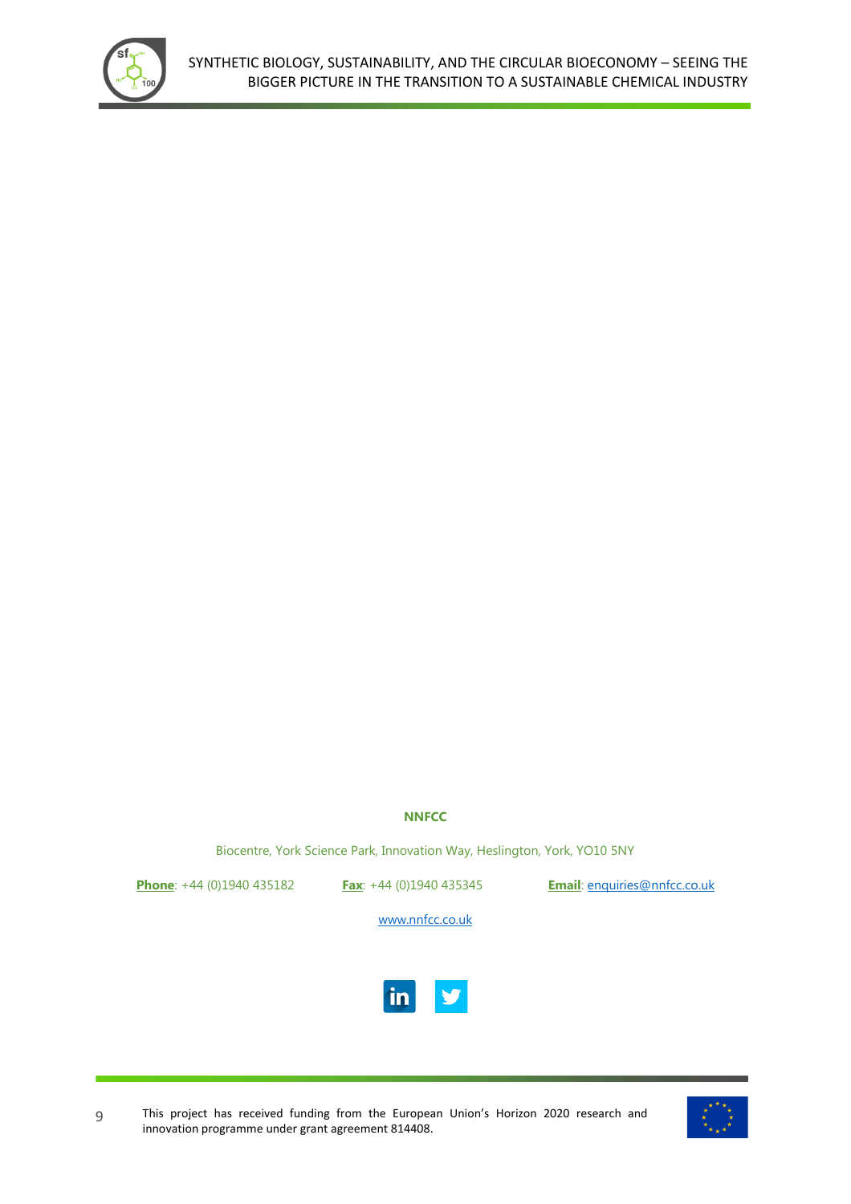**NNFCC**

Biocentre, York Science Park, Innovation Way, Heslington, York, YO10 5NY

**Phone**: +44 (0)1940 435182 **Fax**: +44 (0)1940 435345 **Email**: enquiries@nnfcc.co.uk

www.nnfcc.co.uk

This project has received funding from the European Union's Horizon 2020 research and innovation programme under grant agreement 814408.